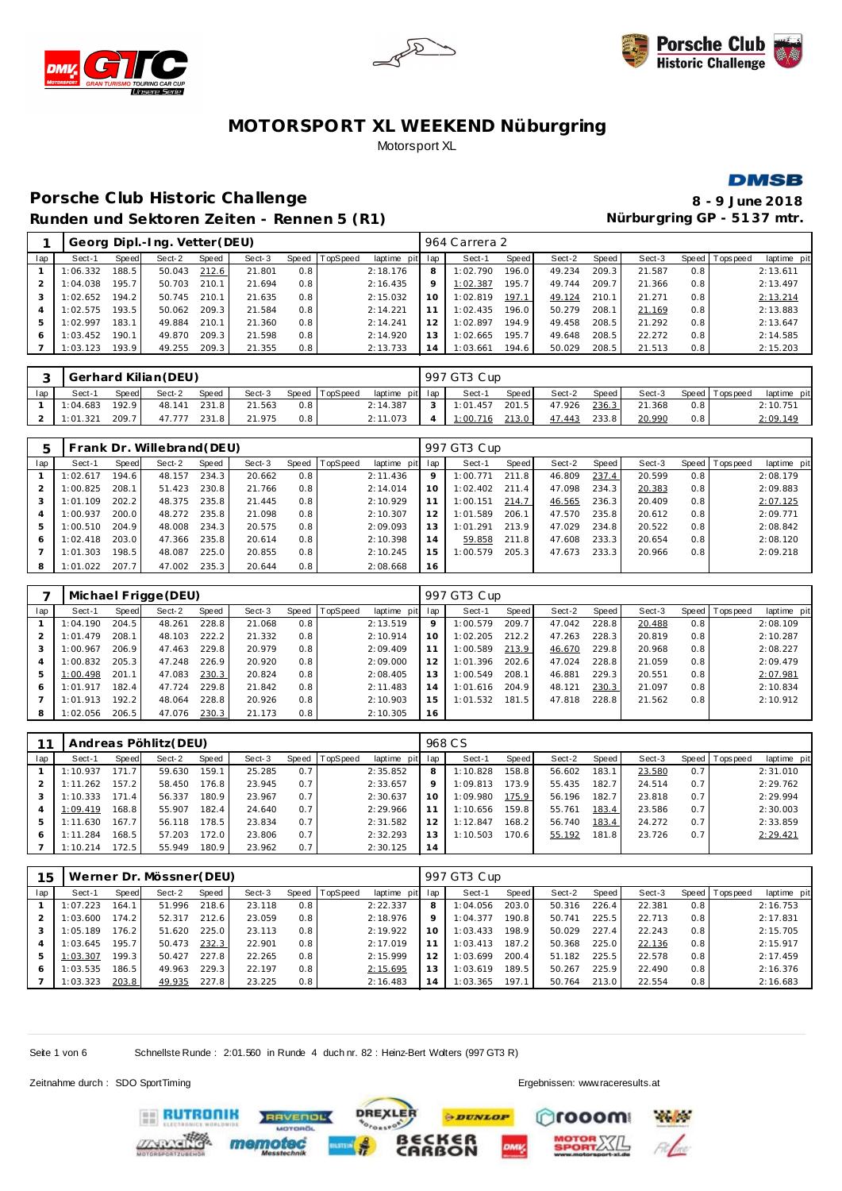# MOTORSPORT XL WEEKEND Nüburgring

Motorsport XL

## Porsche Club Historic Challenge

**Runden und Sektoren Zeiten - Rennen 5 (R1)**

**8 - 9 June 2018**

**Nürburgring GP - 5137 mtr.**

### 1 Georg Dipl.-Ing. Vetter(DEU) — 964 Carrera 2

| lap | Sect-1 | Speed | Sect-2 | Speed | Sect-3 | Speed | TopSpeed | laptime pit | lap | Sect-1 | Speed | Sect-2 | Speed | Sect-3 | Speed | Topspeed | laptime pit |
|---|---|---|---|---|---|---|---|---|---|---|---|---|---|---|---|---|---|
| 1 | 1:06.332 | 188.5 | 50.043 | 212.6 | 21.801 | 0.8 | | 2:18.176 | 8 | 1:02.790 | 196.0 | 49.234 | 209.3 | 21.587 | 0.8 | | 2:13.611 |
| 2 | 1:04.038 | 195.7 | 50.703 | 210.1 | 21.694 | 0.8 | | 2:16.435 | 9 | 1:02.387 | 195.7 | 49.744 | 209.7 | 21.366 | 0.8 | | 2:13.497 |
| 3 | 1:02.652 | 194.2 | 50.745 | 210.1 | 21.635 | 0.8 | | 2:15.032 | 10 | 1:02.819 | 197.1 | 49.124 | 210.1 | 21.271 | 0.8 | | 2:13.214 |
| 4 | 1:02.575 | 193.5 | 50.062 | 209.3 | 21.584 | 0.8 | | 2:14.221 | 11 | 1:02.435 | 196.0 | 50.279 | 208.1 | 21.169 | 0.8 | | 2:13.883 |
| 5 | 1:02.997 | 183.1 | 49.884 | 210.1 | 21.360 | 0.8 | | 2:14.241 | 12 | 1:02.897 | 194.9 | 49.458 | 208.5 | 21.292 | 0.8 | | 2:13.647 |
| 6 | 1:03.452 | 190.1 | 49.870 | 209.3 | 21.598 | 0.8 | | 2:14.920 | 13 | 1:02.665 | 195.7 | 49.648 | 208.5 | 22.272 | 0.8 | | 2:14.585 |
| 7 | 1:03.123 | 193.9 | 49.255 | 209.3 | 21.355 | 0.8 | | 2:13.733 | 14 | 1:03.661 | 194.6 | 50.029 | 208.5 | 21.513 | 0.8 | | 2:15.203 |

### 3 Gerhard Kilian(DEU) — 997 GT3 Cup

| lap | Sect-1 | Speed | Sect-2 | Speed | Sect-3 | Speed | TopSpeed | laptime pit | lap | Sect-1 | Speed | Sect-2 | Speed | Sect-3 | Speed | Topspeed | laptime pit |
|---|---|---|---|---|---|---|---|---|---|---|---|---|---|---|---|---|---|
| 1 | 1:04.683 | 192.9 | 48.141 | 231.8 | 21.563 | 0.8 | | 2:14.387 | 3 | 1:01.457 | 201.5 | 47.926 | 236.3 | 21.368 | 0.8 | | 2:10.751 |
| 2 | 1:01.321 | 209.7 | 47.777 | 231.8 | 21.975 | 0.8 | | 2:11.073 | 4 | 1:00.716 | 213.0 | 47.443 | 233.8 | 20.990 | 0.8 | | 2:09.149 |

### 5 Frank Dr. Willebrand(DEU) — 997 GT3 Cup

| lap | Sect-1 | Speed | Sect-2 | Speed | Sect-3 | Speed | TopSpeed | laptime pit | lap | Sect-1 | Speed | Sect-2 | Speed | Sect-3 | Speed | Topspeed | laptime pit |
|---|---|---|---|---|---|---|---|---|---|---|---|---|---|---|---|---|---|
| 1 | 1:02.617 | 194.6 | 48.157 | 234.3 | 20.662 | 0.8 | | 2:11.436 | 9 | 1:00.771 | 211.8 | 46.809 | 237.4 | 20.599 | 0.8 | | 2:08.179 |
| 2 | 1:00.825 | 208.1 | 51.423 | 230.8 | 21.766 | 0.8 | | 2:14.014 | 10 | 1:02.402 | 211.4 | 47.098 | 234.3 | 20.383 | 0.8 | | 2:09.883 |
| 3 | 1:01.109 | 202.2 | 48.375 | 235.8 | 21.445 | 0.8 | | 2:10.929 | 11 | 1:00.151 | 214.7 | 46.565 | 236.3 | 20.409 | 0.8 | | 2:07.125 |
| 4 | 1:00.937 | 200.0 | 48.272 | 235.8 | 21.098 | 0.8 | | 2:10.307 | 12 | 1:01.589 | 206.1 | 47.570 | 235.8 | 20.612 | 0.8 | | 2:09.771 |
| 5 | 1:00.510 | 204.9 | 48.008 | 234.3 | 20.575 | 0.8 | | 2:09.093 | 13 | 1:01.291 | 213.9 | 47.029 | 234.8 | 20.522 | 0.8 | | 2:08.842 |
| 6 | 1:02.418 | 203.0 | 47.366 | 235.8 | 20.614 | 0.8 | | 2:10.398 | 14 | 59.858 | 211.8 | 47.608 | 233.3 | 20.654 | 0.8 | | 2:08.120 |
| 7 | 1:01.303 | 198.5 | 48.087 | 225.0 | 20.855 | 0.8 | | 2:10.245 | 15 | 1:00.579 | 205.3 | 47.673 | 233.3 | 20.966 | 0.8 | | 2:09.218 |
| 8 | 1:01.022 | 207.7 | 47.002 | 235.3 | 20.644 | 0.8 | | 2:08.668 | 16 | | | | | | | | |

### 7 Michael Frigge(DEU) — 997 GT3 Cup

| lap | Sect-1 | Speed | Sect-2 | Speed | Sect-3 | Speed | TopSpeed | laptime pit | lap | Sect-1 | Speed | Sect-2 | Speed | Sect-3 | Speed | Topspeed | laptime pit |
|---|---|---|---|---|---|---|---|---|---|---|---|---|---|---|---|---|---|
| 1 | 1:04.190 | 204.5 | 48.261 | 228.8 | 21.068 | 0.8 | | 2:13.519 | 9 | 1:00.579 | 209.7 | 47.042 | 228.8 | 20.488 | 0.8 | | 2:08.109 |
| 2 | 1:01.479 | 208.1 | 48.103 | 222.2 | 21.332 | 0.8 | | 2:10.914 | 10 | 1:02.205 | 212.2 | 47.263 | 228.3 | 20.819 | 0.8 | | 2:10.287 |
| 3 | 1:00.967 | 206.9 | 47.463 | 229.8 | 20.979 | 0.8 | | 2:09.409 | 11 | 1:00.589 | 213.9 | 46.670 | 229.8 | 20.968 | 0.8 | | 2:08.227 |
| 4 | 1:00.832 | 205.3 | 47.248 | 226.9 | 20.920 | 0.8 | | 2:09.000 | 12 | 1:01.396 | 202.6 | 47.024 | 228.8 | 21.059 | 0.8 | | 2:09.479 |
| 5 | 1:00.498 | 201.1 | 47.083 | 230.3 | 20.824 | 0.8 | | 2:08.405 | 13 | 1:00.549 | 208.1 | 46.881 | 229.3 | 20.551 | 0.8 | | 2:07.981 |
| 6 | 1:01.917 | 182.4 | 47.724 | 229.8 | 21.842 | 0.8 | | 2:11.483 | 14 | 1:01.616 | 204.9 | 48.121 | 230.3 | 21.097 | 0.8 | | 2:10.834 |
| 7 | 1:01.913 | 192.2 | 48.064 | 228.8 | 20.926 | 0.8 | | 2:10.903 | 15 | 1:01.532 | 181.5 | 47.818 | 228.8 | 21.562 | 0.8 | | 2:10.912 |
| 8 | 1:02.056 | 206.5 | 47.076 | 230.3 | 21.173 | 0.8 | | 2:10.305 | 16 | | | | | | | | |

### 11 Andreas Pöhlitz(DEU) — 968 CS

| lap | Sect-1 | Speed | Sect-2 | Speed | Sect-3 | Speed | TopSpeed | laptime pit | lap | Sect-1 | Speed | Sect-2 | Speed | Sect-3 | Speed | Topspeed | laptime pit |
|---|---|---|---|---|---|---|---|---|---|---|---|---|---|---|---|---|---|
| 1 | 1:10.937 | 171.7 | 59.630 | 159.1 | 25.285 | 0.7 | | 2:35.852 | 8 | 1:10.828 | 158.8 | 56.602 | 183.1 | 23.580 | 0.7 | | 2:31.010 |
| 2 | 1:11.262 | 157.2 | 58.450 | 176.8 | 23.945 | 0.7 | | 2:33.657 | 9 | 1:09.813 | 173.9 | 55.435 | 182.7 | 24.514 | 0.7 | | 2:29.762 |
| 3 | 1:10.333 | 171.4 | 56.337 | 180.9 | 23.967 | 0.7 | | 2:30.637 | 10 | 1:09.980 | 175.9 | 56.196 | 182.7 | 23.818 | 0.7 | | 2:29.994 |
| 4 | 1:09.419 | 168.8 | 55.907 | 182.4 | 24.640 | 0.7 | | 2:29.966 | 11 | 1:10.656 | 159.8 | 55.761 | 183.4 | 23.586 | 0.7 | | 2:30.003 |
| 5 | 1:11.630 | 167.7 | 56.118 | 178.5 | 23.834 | 0.7 | | 2:31.582 | 12 | 1:12.847 | 168.2 | 56.740 | 183.4 | 24.272 | 0.7 | | 2:33.859 |
| 6 | 1:11.284 | 168.5 | 57.203 | 172.0 | 23.806 | 0.7 | | 2:32.293 | 13 | 1:10.503 | 170.6 | 55.192 | 181.8 | 23.726 | 0.7 | | 2:29.421 |
| 7 | 1:10.214 | 172.5 | 55.949 | 180.9 | 23.962 | 0.7 | | 2:30.125 | 14 | | | | | | | | |

### 15 Werner Dr. Mössner(DEU) — 997 GT3 Cup

| lap | Sect-1 | Speed | Sect-2 | Speed | Sect-3 | Speed | TopSpeed | laptime pit | lap | Sect-1 | Speed | Sect-2 | Speed | Sect-3 | Speed | Topspeed | laptime pit |
|---|---|---|---|---|---|---|---|---|---|---|---|---|---|---|---|---|---|
| 1 | 1:07.223 | 164.1 | 51.996 | 218.6 | 23.118 | 0.8 | | 2:22.337 | 8 | 1:04.056 | 203.0 | 50.316 | 226.4 | 22.381 | 0.8 | | 2:16.753 |
| 2 | 1:03.600 | 174.2 | 52.317 | 212.6 | 23.059 | 0.8 | | 2:18.976 | 9 | 1:04.377 | 190.8 | 50.741 | 225.5 | 22.713 | 0.8 | | 2:17.831 |
| 3 | 1:05.189 | 176.2 | 51.620 | 225.0 | 23.113 | 0.8 | | 2:19.922 | 10 | 1:03.433 | 198.9 | 50.029 | 227.4 | 22.243 | 0.8 | | 2:15.705 |
| 4 | 1:03.645 | 195.7 | 50.473 | 232.3 | 22.901 | 0.8 | | 2:17.019 | 11 | 1:03.413 | 187.2 | 50.368 | 225.0 | 22.136 | 0.8 | | 2:15.917 |
| 5 | 1:03.307 | 199.3 | 50.427 | 227.8 | 22.265 | 0.8 | | 2:15.999 | 12 | 1:03.699 | 200.4 | 51.182 | 225.5 | 22.578 | 0.8 | | 2:17.459 |
| 6 | 1:03.535 | 186.5 | 49.963 | 229.3 | 22.197 | 0.8 | | 2:15.695 | 13 | 1:03.619 | 189.5 | 50.267 | 225.9 | 22.490 | 0.8 | | 2:16.376 |
| 7 | 1:03.323 | 203.8 | 49.935 | 227.8 | 23.225 | 0.8 | | 2:16.483 | 14 | 1:03.365 | 197.1 | 50.764 | 213.0 | 22.554 | 0.8 | | 2:16.683 |

Schnellste Runde : 2:01.560 in Runde 4 duch nr. 82 : Heinz-Bert Wolters (997 GT3 R)

Zeitnahme durch : SDO SportTiming

Ergebnissen: www.raceresults.at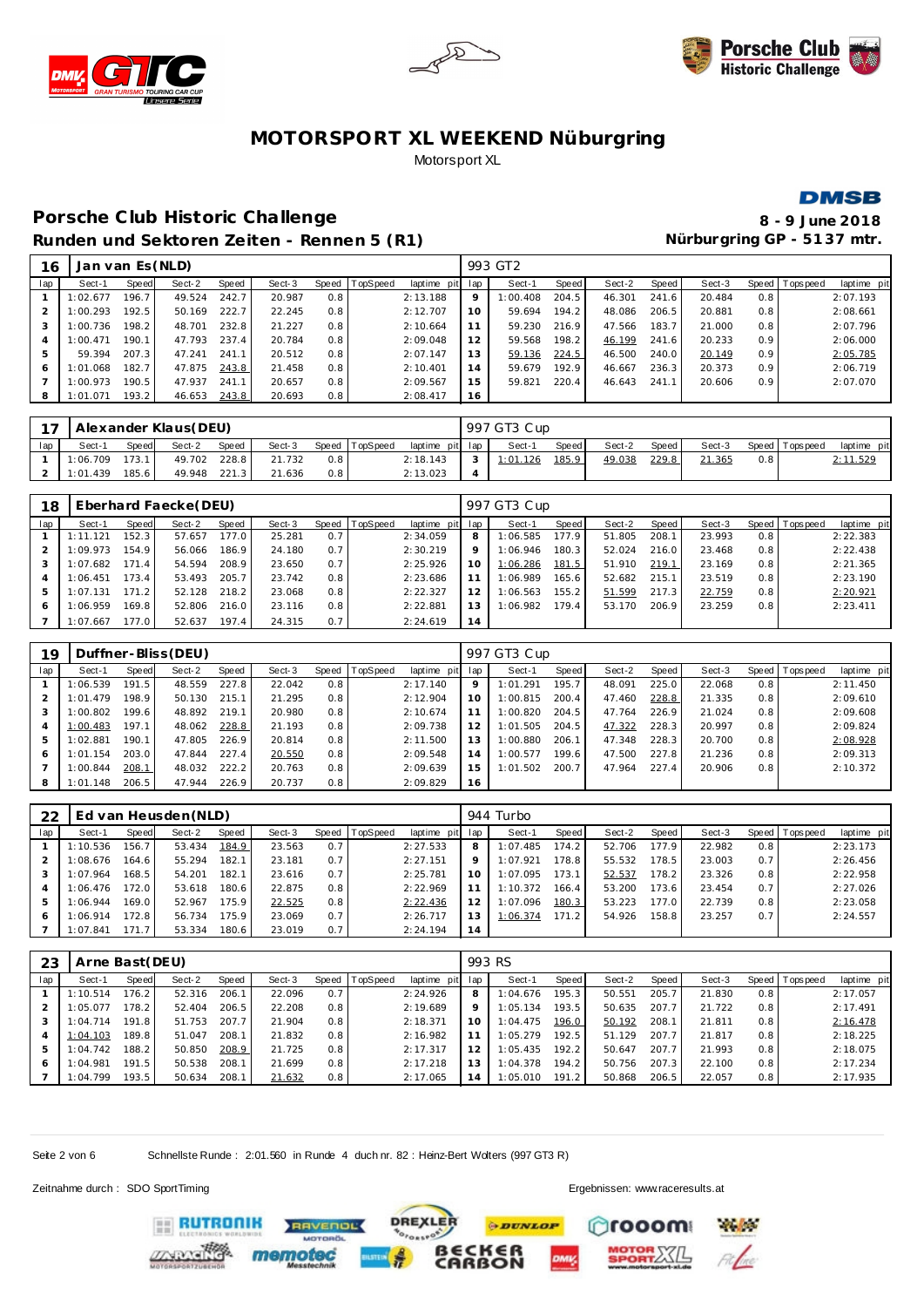# MOTORSPORT XL WEEKEND Nüburgring

Motorsport XL

## Porsche Club Historic Challenge

### Runden und Sektoren Zeiten - Rennen 5 (R1)

8 - 9 June 2018

Nürburgring GP - 5137 mtr.

| 16 | Jan van Es(NLD) | | | | | | | | | 993 GT2 | | | | | | | | |
|---|---|---|---|---|---|---|---|---|---|---|---|---|---|---|---|---|---|---|
| lap | Sect-1 | Speed | Sect-2 | Speed | Sect-3 | Speed | TopSpeed | laptime pit | lap | Sect-1 | Speed | Sect-2 | Speed | Sect-3 | Speed | Topspeed | laptime pit |
| 1 | 1:02.677 | 196.7 | 49.524 | 242.7 | 20.987 | 0.8 | | 2:13.188 | 9 | 1:00.408 | 204.5 | 46.301 | 241.6 | 20.484 | 0.8 | | 2:07.193 |
| 2 | 1:00.293 | 192.5 | 50.169 | 222.7 | 22.245 | 0.8 | | 2:12.707 | 10 | 59.694 | 194.2 | 48.086 | 206.5 | 20.881 | 0.8 | | 2:08.661 |
| 3 | 1:00.736 | 198.2 | 48.701 | 232.8 | 21.227 | 0.8 | | 2:10.664 | 11 | 59.230 | 216.9 | 47.566 | 183.7 | 21.000 | 0.8 | | 2:07.796 |
| 4 | 1:00.471 | 190.1 | 47.793 | 237.4 | 20.784 | 0.8 | | 2:09.048 | 12 | 59.568 | 198.2 | 46.199 | 241.6 | 20.233 | 0.9 | | 2:06.000 |
| 5 | 59.394 | 207.3 | 47.241 | 241.1 | 20.512 | 0.8 | | 2:07.147 | 13 | 59.136 | 224.5 | 46.500 | 240.0 | 20.149 | 0.9 | | 2:05.785 |
| 6 | 1:01.068 | 182.7 | 47.875 | 243.8 | 21.458 | 0.8 | | 2:10.401 | 14 | 59.679 | 192.9 | 46.667 | 236.3 | 20.373 | 0.9 | | 2:06.719 |
| 7 | 1:00.973 | 190.5 | 47.937 | 241.1 | 20.657 | 0.8 | | 2:09.567 | 15 | 59.821 | 220.4 | 46.643 | 241.1 | 20.606 | 0.9 | | 2:07.070 |
| 8 | 1:01.071 | 193.2 | 46.653 | 243.8 | 20.693 | 0.8 | | 2:08.417 | 16 | | | | | | | | |

| 17 | Alexander Klaus(DEU) | | | | | | | | | 997 GT3 Cup | | | | | | | | |
|---|---|---|---|---|---|---|---|---|---|---|---|---|---|---|---|---|---|---|
| lap | Sect-1 | Speed | Sect-2 | Speed | Sect-3 | Speed | TopSpeed | laptime pit | lap | Sect-1 | Speed | Sect-2 | Speed | Sect-3 | Speed | Topspeed | laptime pit |
| 1 | 1:06.709 | 173.1 | 49.702 | 228.8 | 21.732 | 0.8 | | 2:18.143 | 3 | 1:01.126 | 185.9 | 49.038 | 229.8 | 21.365 | 0.8 | | 2:11.529 |
| 2 | 1:01.439 | 185.6 | 49.948 | 221.3 | 21.636 | 0.8 | | 2:13.023 | 4 | | | | | | | | |

| 18 | Eberhard Faecke(DEU) | | | | | | | | | 997 GT3 Cup | | | | | | | | |
|---|---|---|---|---|---|---|---|---|---|---|---|---|---|---|---|---|---|---|
| lap | Sect-1 | Speed | Sect-2 | Speed | Sect-3 | Speed | TopSpeed | laptime pit | lap | Sect-1 | Speed | Sect-2 | Speed | Sect-3 | Speed | Topspeed | laptime pit |
| 1 | 1:11.121 | 152.3 | 57.657 | 177.0 | 25.281 | 0.7 | | 2:34.059 | 8 | 1:06.585 | 177.9 | 51.805 | 208.1 | 23.993 | 0.8 | | 2:22.383 |
| 2 | 1:09.973 | 154.9 | 56.066 | 186.9 | 24.180 | 0.7 | | 2:30.219 | 9 | 1:06.946 | 180.3 | 52.024 | 216.0 | 23.468 | 0.8 | | 2:22.438 |
| 3 | 1:07.682 | 171.4 | 54.594 | 208.9 | 23.650 | 0.7 | | 2:25.926 | 10 | 1:06.286 | 181.5 | 51.910 | 219.1 | 23.169 | 0.8 | | 2:21.365 |
| 4 | 1:06.451 | 173.4 | 53.493 | 205.7 | 23.742 | 0.8 | | 2:23.686 | 11 | 1:06.989 | 165.6 | 52.682 | 215.1 | 23.519 | 0.8 | | 2:23.190 |
| 5 | 1:07.131 | 171.2 | 52.128 | 218.2 | 23.068 | 0.8 | | 2:22.327 | 12 | 1:06.563 | 155.2 | 51.599 | 217.3 | 22.759 | 0.8 | | 2:20.921 |
| 6 | 1:06.959 | 169.8 | 52.806 | 216.0 | 23.116 | 0.8 | | 2:22.881 | 13 | 1:06.982 | 179.4 | 53.170 | 206.9 | 23.259 | 0.8 | | 2:23.411 |
| 7 | 1:07.667 | 177.0 | 52.637 | 197.4 | 24.315 | 0.7 | | 2:24.619 | 14 | | | | | | | | |

| 19 | Duffner-Bliss(DEU) | | | | | | | | | 997 GT3 Cup | | | | | | | | |
|---|---|---|---|---|---|---|---|---|---|---|---|---|---|---|---|---|---|---|
| lap | Sect-1 | Speed | Sect-2 | Speed | Sect-3 | Speed | TopSpeed | laptime pit | lap | Sect-1 | Speed | Sect-2 | Speed | Sect-3 | Speed | Topspeed | laptime pit |
| 1 | 1:06.539 | 191.5 | 48.559 | 227.8 | 22.042 | 0.8 | | 2:17.140 | 9 | 1:01.291 | 195.7 | 48.091 | 225.0 | 22.068 | 0.8 | | 2:11.450 |
| 2 | 1:01.479 | 198.9 | 50.130 | 215.1 | 21.295 | 0.8 | | 2:12.904 | 10 | 1:00.815 | 200.4 | 47.460 | 228.8 | 21.335 | 0.8 | | 2:09.610 |
| 3 | 1:00.802 | 199.6 | 48.892 | 219.1 | 20.980 | 0.8 | | 2:10.674 | 11 | 1:00.820 | 204.5 | 47.764 | 226.9 | 21.024 | 0.8 | | 2:09.608 |
| 4 | 1:00.483 | 197.1 | 48.062 | 228.8 | 21.193 | 0.8 | | 2:09.738 | 12 | 1:01.505 | 204.5 | 47.322 | 228.3 | 20.997 | 0.8 | | 2:09.824 |
| 5 | 1:02.881 | 190.1 | 47.805 | 226.9 | 20.814 | 0.8 | | 2:11.500 | 13 | 1:00.880 | 206.1 | 47.348 | 228.3 | 20.700 | 0.8 | | 2:08.928 |
| 6 | 1:01.154 | 203.0 | 47.844 | 227.4 | 20.550 | 0.8 | | 2:09.548 | 14 | 1:00.577 | 199.6 | 47.500 | 227.8 | 21.236 | 0.8 | | 2:09.313 |
| 7 | 1:00.844 | 208.1 | 48.032 | 222.2 | 20.763 | 0.8 | | 2:09.639 | 15 | 1:01.502 | 200.7 | 47.964 | 227.4 | 20.906 | 0.8 | | 2:10.372 |
| 8 | 1:01.148 | 206.5 | 47.944 | 226.9 | 20.737 | 0.8 | | 2:09.829 | 16 | | | | | | | | |

| 22 | Ed van Heusden(NLD) | | | | | | | | | 944 Turbo | | | | | | | | |
|---|---|---|---|---|---|---|---|---|---|---|---|---|---|---|---|---|---|---|
| lap | Sect-1 | Speed | Sect-2 | Speed | Sect-3 | Speed | TopSpeed | laptime pit | lap | Sect-1 | Speed | Sect-2 | Speed | Sect-3 | Speed | Topspeed | laptime pit |
| 1 | 1:10.536 | 156.7 | 53.434 | 184.9 | 23.563 | 0.7 | | 2:27.533 | 8 | 1:07.485 | 174.2 | 52.706 | 177.9 | 22.982 | 0.8 | | 2:23.173 |
| 2 | 1:08.676 | 164.6 | 55.294 | 182.1 | 23.181 | 0.7 | | 2:27.151 | 9 | 1:07.921 | 178.8 | 55.532 | 178.5 | 23.003 | 0.7 | | 2:26.456 |
| 3 | 1:07.964 | 168.5 | 54.201 | 182.1 | 23.616 | 0.7 | | 2:25.781 | 10 | 1:07.095 | 173.1 | 52.537 | 178.2 | 23.326 | 0.8 | | 2:22.958 |
| 4 | 1:06.476 | 172.0 | 53.618 | 180.6 | 22.875 | 0.8 | | 2:22.969 | 11 | 1:10.372 | 166.4 | 53.200 | 173.6 | 23.454 | 0.7 | | 2:27.026 |
| 5 | 1:06.944 | 169.0 | 52.967 | 175.9 | 22.525 | 0.8 | | 2:22.436 | 12 | 1:07.096 | 180.3 | 53.223 | 177.0 | 22.739 | 0.8 | | 2:23.058 |
| 6 | 1:06.914 | 172.8 | 56.734 | 175.9 | 23.069 | 0.7 | | 2:26.717 | 13 | 1:06.374 | 171.2 | 54.926 | 158.8 | 23.257 | 0.7 | | 2:24.557 |
| 7 | 1:07.841 | 171.7 | 53.334 | 180.6 | 23.019 | 0.7 | | 2:24.194 | 14 | | | | | | | | |

| 23 | Arne Bast(DEU) | | | | | | | | | 993 RS | | | | | | | | |
|---|---|---|---|---|---|---|---|---|---|---|---|---|---|---|---|---|---|---|
| lap | Sect-1 | Speed | Sect-2 | Speed | Sect-3 | Speed | TopSpeed | laptime pit | lap | Sect-1 | Speed | Sect-2 | Speed | Sect-3 | Speed | Topspeed | laptime pit |
| 1 | 1:10.514 | 176.2 | 52.316 | 206.1 | 22.096 | 0.7 | | 2:24.926 | 8 | 1:04.676 | 195.3 | 50.551 | 205.7 | 21.830 | 0.8 | | 2:17.057 |
| 2 | 1:05.077 | 178.2 | 52.404 | 206.5 | 22.208 | 0.8 | | 2:19.689 | 9 | 1:05.134 | 193.5 | 50.635 | 207.7 | 21.722 | 0.8 | | 2:17.491 |
| 3 | 1:04.714 | 191.8 | 51.753 | 207.7 | 21.904 | 0.8 | | 2:18.371 | 10 | 1:04.475 | 196.0 | 50.192 | 208.1 | 21.811 | 0.8 | | 2:16.478 |
| 4 | 1:04.103 | 189.8 | 51.047 | 208.1 | 21.832 | 0.8 | | 2:16.982 | 11 | 1:05.279 | 192.5 | 51.129 | 207.7 | 21.817 | 0.8 | | 2:18.225 |
| 5 | 1:04.742 | 188.2 | 50.850 | 208.9 | 21.725 | 0.8 | | 2:17.317 | 12 | 1:05.435 | 192.2 | 50.647 | 207.7 | 21.993 | 0.8 | | 2:18.075 |
| 6 | 1:04.981 | 191.5 | 50.538 | 208.1 | 21.699 | 0.8 | | 2:17.218 | 13 | 1:04.378 | 194.2 | 50.756 | 207.3 | 22.100 | 0.8 | | 2:17.234 |
| 7 | 1:04.799 | 193.5 | 50.634 | 208.1 | 21.632 | 0.8 | | 2:17.065 | 14 | 1:05.010 | 191.2 | 50.868 | 206.5 | 22.057 | 0.8 | | 2:17.935 |

Schnellste Runde : 2:01.560 in Runde 4 duch nr. 82 : Heinz-Bert Wolters (997 GT3 R)

Zeitnahme durch : SDO SportTiming

Ergebnissen: www.raceresults.at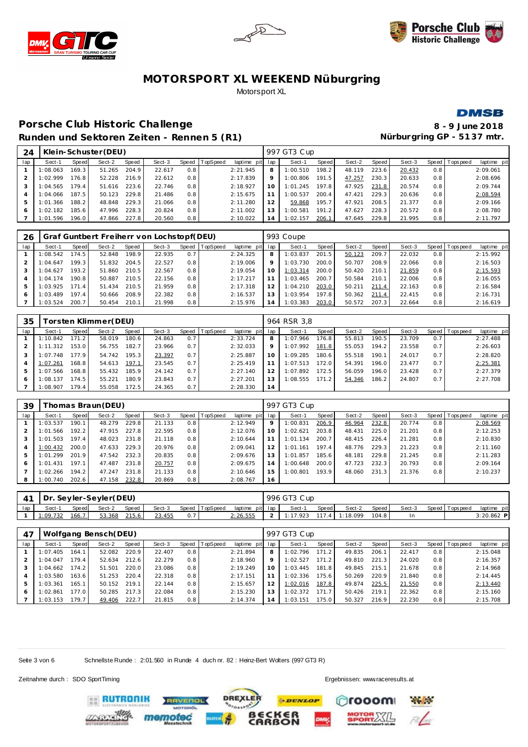# MOTORSPORT XL WEEKEND Nüburgring

Motorsport XL

## Porsche Club Historic Challenge

### Runden und Sektoren Zeiten - Rennen 5 (R1)

8 - 9 June 2018
Nürburgring GP - 5137 mtr.

| 24 | Klein-Schuster(DEU) | | | | | | | | 997 GT3 Cup | | | | | | | | |
|---|---|---|---|---|---|---|---|---|---|---|---|---|---|---|---|---|---|
| lap | Sect-1 | Speed | Sect-2 | Speed | Sect-3 | Speed | TopSpeed | laptime pit | lap | Sect-1 | Speed | Sect-2 | Speed | Sect-3 | Speed | Topspeed | laptime pit |
| 1 | 1:08.063 | 169.3 | 51.265 | 204.9 | 22.617 | 0.8 | | 2:21.945 | 8 | 1:00.510 | 198.2 | 48.119 | 223.6 | 20.432 | 0.8 | | 2:09.061 |
| 2 | 1:02.999 | 176.8 | 52.228 | 216.9 | 22.612 | 0.8 | | 2:17.839 | 9 | 1:00.806 | 191.5 | 47.257 | 230.3 | 20.633 | 0.8 | | 2:08.696 |
| 3 | 1:04.565 | 179.4 | 51.616 | 223.6 | 22.746 | 0.8 | | 2:18.927 | 10 | 1:01.245 | 197.8 | 47.925 | 231.8 | 20.574 | 0.8 | | 2:09.744 |
| 4 | 1:04.066 | 187.5 | 50.123 | 229.8 | 21.486 | 0.8 | | 2:15.675 | 11 | 1:00.537 | 200.4 | 47.421 | 229.3 | 20.636 | 0.8 | | 2:08.594 |
| 5 | 1:01.366 | 188.2 | 48.848 | 229.3 | 21.066 | 0.8 | | 2:11.280 | 12 | 59.868 | 195.7 | 47.921 | 208.5 | 21.377 | 0.8 | | 2:09.166 |
| 6 | 1:02.182 | 185.6 | 47.996 | 228.3 | 20.824 | 0.8 | | 2:11.002 | 13 | 1:00.581 | 191.2 | 47.627 | 228.3 | 20.572 | 0.8 | | 2:08.780 |
| 7 | 1:01.596 | 196.0 | 47.866 | 227.8 | 20.560 | 0.8 | | 2:10.022 | 14 | 1:02.157 | 206.1 | 47.645 | 229.8 | 21.995 | 0.8 | | 2:11.797 |

| 26 | Graf Guntbert Freiherr von Lochstopf(DEU) | | | | | | | | 993 Coupe | | | | | | | | |
|---|---|---|---|---|---|---|---|---|---|---|---|---|---|---|---|---|---|
| lap | Sect-1 | Speed | Sect-2 | Speed | Sect-3 | Speed | TopSpeed | laptime pit | lap | Sect-1 | Speed | Sect-2 | Speed | Sect-3 | Speed | Topspeed | laptime pit |
| 1 | 1:08.542 | 174.5 | 52.848 | 198.9 | 22.935 | 0.7 | | 2:24.325 | 8 | 1:03.837 | 201.5 | 50.123 | 209.7 | 22.032 | 0.8 | | 2:15.992 |
| 2 | 1:04.647 | 199.3 | 51.832 | 204.5 | 22.527 | 0.8 | | 2:19.006 | 9 | 1:03.730 | 200.0 | 50.707 | 208.9 | 22.066 | 0.8 | | 2:16.503 |
| 3 | 1:04.627 | 193.2 | 51.860 | 210.5 | 22.567 | 0.8 | | 2:19.054 | 10 | 1:03.314 | 200.0 | 50.420 | 210.1 | 21.859 | 0.8 | | 2:15.593 |
| 4 | 1:04.174 | 190.8 | 50.887 | 210.5 | 22.156 | 0.8 | | 2:17.217 | 11 | 1:03.465 | 200.7 | 50.584 | 210.1 | 22.006 | 0.8 | | 2:16.055 |
| 5 | 1:03.925 | 171.4 | 51.434 | 210.5 | 21.959 | 0.8 | | 2:17.318 | 12 | 1:04.210 | 203.0 | 50.211 | 211.4 | 22.163 | 0.8 | | 2:16.584 |
| 6 | 1:03.489 | 197.4 | 50.666 | 208.9 | 22.382 | 0.8 | | 2:16.537 | 13 | 1:03.954 | 197.8 | 50.362 | 211.4 | 22.415 | 0.8 | | 2:16.731 |
| 7 | 1:03.524 | 200.7 | 50.454 | 210.1 | 21.998 | 0.8 | | 2:15.976 | 14 | 1:03.383 | 203.0 | 50.572 | 207.3 | 22.664 | 0.8 | | 2:16.619 |

| 35 | Torsten Klimmer(DEU) | | | | | | | | 964 RSR 3,8 | | | | | | | | |
|---|---|---|---|---|---|---|---|---|---|---|---|---|---|---|---|---|---|
| lap | Sect-1 | Speed | Sect-2 | Speed | Sect-3 | Speed | TopSpeed | laptime pit | lap | Sect-1 | Speed | Sect-2 | Speed | Sect-3 | Speed | Topspeed | laptime pit |
| 1 | 1:10.842 | 171.2 | 58.019 | 180.6 | 24.863 | 0.7 | | 2:33.724 | 8 | 1:07.966 | 176.8 | 55.813 | 190.5 | 23.709 | 0.7 | | 2:27.488 |
| 2 | 1:11.312 | 153.0 | 56.755 | 182.7 | 23.966 | 0.7 | | 2:32.033 | 9 | 1:07.992 | 181.8 | 55.053 | 194.2 | 23.558 | 0.7 | | 2:26.603 |
| 3 | 1:07.748 | 177.9 | 54.742 | 195.3 | 23.397 | 0.7 | | 2:25.887 | 10 | 1:09.285 | 180.6 | 55.518 | 190.1 | 24.017 | 0.7 | | 2:28.820 |
| 4 | 1:07.261 | 168.8 | 54.613 | 197.1 | 23.545 | 0.7 | | 2:25.419 | 11 | 1:07.513 | 172.0 | 54.391 | 196.0 | 23.477 | 0.7 | | 2:25.381 |
| 5 | 1:07.566 | 168.8 | 55.432 | 185.9 | 24.142 | 0.7 | | 2:27.140 | 12 | 1:07.892 | 172.5 | 56.059 | 196.0 | 23.428 | 0.7 | | 2:27.379 |
| 6 | 1:08.137 | 174.5 | 55.221 | 180.9 | 23.843 | 0.7 | | 2:27.201 | 13 | 1:08.555 | 171.2 | 54.346 | 186.2 | 24.807 | 0.7 | | 2:27.708 |
| 7 | 1:08.907 | 179.4 | 55.058 | 172.5 | 24.365 | 0.7 | | 2:28.330 | 14 | | | | | | | | |

| 39 | Thomas Braun(DEU) | | | | | | | | 997 GT3 Cup | | | | | | | | |
|---|---|---|---|---|---|---|---|---|---|---|---|---|---|---|---|---|---|
| lap | Sect-1 | Speed | Sect-2 | Speed | Sect-3 | Speed | TopSpeed | laptime pit | lap | Sect-1 | Speed | Sect-2 | Speed | Sect-3 | Speed | Topspeed | laptime pit |
| 1 | 1:03.537 | 190.1 | 48.279 | 229.8 | 21.133 | 0.8 | | 2:12.949 | 9 | 1:00.831 | 206.9 | 46.964 | 232.8 | 20.774 | 0.8 | | 2:08.569 |
| 2 | 1:01.566 | 192.2 | 47.915 | 227.8 | 22.595 | 0.8 | | 2:12.076 | 10 | 1:02.621 | 203.8 | 48.431 | 225.0 | 21.201 | 0.8 | | 2:12.253 |
| 3 | 1:01.503 | 197.4 | 48.023 | 231.8 | 21.118 | 0.8 | | 2:10.644 | 11 | 1:01.134 | 200.7 | 48.415 | 226.4 | 21.281 | 0.8 | | 2:10.830 |
| 4 | 1:00.432 | 200.0 | 47.633 | 229.3 | 20.976 | 0.8 | | 2:09.041 | 12 | 1:01.161 | 197.4 | 48.776 | 229.3 | 21.223 | 0.8 | | 2:11.160 |
| 5 | 1:01.299 | 201.9 | 47.542 | 232.3 | 20.835 | 0.8 | | 2:09.676 | 13 | 1:01.857 | 185.6 | 48.181 | 229.8 | 21.245 | 0.8 | | 2:11.283 |
| 6 | 1:01.431 | 197.1 | 47.487 | 231.8 | 20.757 | 0.8 | | 2:09.675 | 14 | 1:00.648 | 200.0 | 47.723 | 232.3 | 20.793 | 0.8 | | 2:09.164 |
| 7 | 1:02.266 | 194.2 | 47.247 | 231.8 | 21.133 | 0.8 | | 2:10.646 | 15 | 1:00.801 | 193.9 | 48.060 | 231.3 | 21.376 | 0.8 | | 2:10.237 |
| 8 | 1:00.740 | 202.6 | 47.158 | 232.8 | 20.869 | 0.8 | | 2:08.767 | 16 | | | | | | | | |

| 41 | Dr. Seyler-Seyler(DEU) | | | | | | | | 996 GT3 Cup | | | | | | | | |
|---|---|---|---|---|---|---|---|---|---|---|---|---|---|---|---|---|---|
| lap | Sect-1 | Speed | Sect-2 | Speed | Sect-3 | Speed | TopSpeed | laptime pit | lap | Sect-1 | Speed | Sect-2 | Speed | Sect-3 | Speed | Topspeed | laptime pit |
| 1 | 1:09.732 | 166.7 | 53.368 | 215.6 | 23.455 | 0.7 | | 2:26.555 | 2 | 1:17.923 | 117.4 | 1:18.099 | 104.8 | In | | | 3:20.862 P |

| 47 | Wolfgang Bensch(DEU) | | | | | | | | 997 GT3 Cup | | | | | | | | |
|---|---|---|---|---|---|---|---|---|---|---|---|---|---|---|---|---|---|
| lap | Sect-1 | Speed | Sect-2 | Speed | Sect-3 | Speed | TopSpeed | laptime pit | lap | Sect-1 | Speed | Sect-2 | Speed | Sect-3 | Speed | Topspeed | laptime pit |
| 1 | 1:07.405 | 164.1 | 52.082 | 220.9 | 22.407 | 0.8 | | 2:21.894 | 8 | 1:02.796 | 171.2 | 49.835 | 206.1 | 22.417 | 0.8 | | 2:15.048 |
| 2 | 1:04.047 | 179.4 | 52.634 | 212.6 | 22.279 | 0.8 | | 2:18.960 | 9 | 1:02.527 | 171.2 | 49.810 | 221.3 | 24.020 | 0.8 | | 2:16.357 |
| 3 | 1:04.662 | 174.2 | 51.501 | 220.0 | 23.086 | 0.8 | | 2:19.249 | 10 | 1:03.445 | 181.8 | 49.845 | 215.1 | 21.678 | 0.8 | | 2:14.968 |
| 4 | 1:03.580 | 163.6 | 51.253 | 220.4 | 22.318 | 0.8 | | 2:17.151 | 11 | 1:02.336 | 175.6 | 50.269 | 220.9 | 21.840 | 0.8 | | 2:14.445 |
| 5 | 1:03.361 | 165.1 | 50.152 | 219.1 | 22.144 | 0.8 | | 2:15.657 | 12 | 1:02.016 | 187.8 | 49.874 | 225.5 | 21.550 | 0.8 | | 2:13.440 |
| 6 | 1:02.861 | 177.0 | 50.285 | 217.3 | 22.084 | 0.8 | | 2:15.230 | 13 | 1:02.372 | 171.7 | 50.426 | 219.1 | 22.362 | 0.8 | | 2:15.160 |
| 7 | 1:03.153 | 179.7 | 49.406 | 222.7 | 21.815 | 0.8 | | 2:14.374 | 14 | 1:03.151 | 175.0 | 50.327 | 216.9 | 22.230 | 0.8 | | 2:15.708 |

Schnellste Runde : 2:01.560 in Runde 4 duch nr. 82 : Heinz-Bert Wolters (997 GT3 R)

Zeitnahme durch : SDO SportTiming

Ergebnissen: www.raceresults.at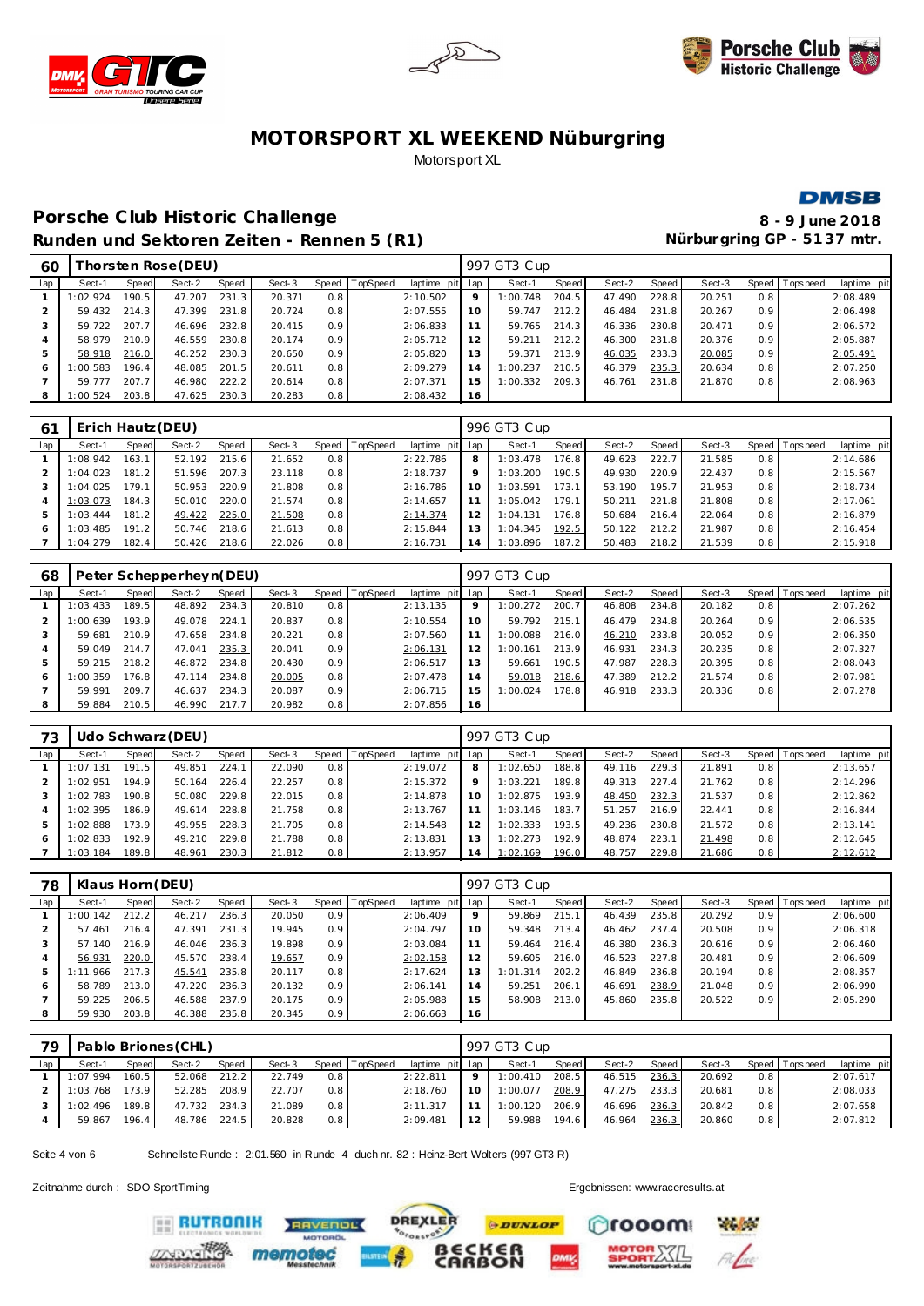# MOTORSPORT XL WEEKEND Nüburgring

Motorsport XL

## Porsche Club Historic Challenge

**Runden und Sektoren Zeiten - Rennen 5 (R1)**

**8 - 9 June 2018**

**Nürburgring GP - 5137 mtr.**

### 60 Thorsten Rose (DEU) — 997 GT3 Cup

| lap | Sect-1 | Speed | Sect-2 | Speed | Sect-3 | Speed | TopSpeed | laptime pit | lap | Sect-1 | Speed | Sect-2 | Speed | Sect-3 | Speed | Topspeed | laptime pit |
|---|---|---|---|---|---|---|---|---|---|---|---|---|---|---|---|---|---|
| 1 | 1:02.924 | 190.5 | 47.207 | 231.3 | 20.371 | 0.8 | | 2:10.502 | 9 | 1:00.748 | 204.5 | 47.490 | 228.8 | 20.251 | 0.8 | | 2:08.489 |
| 2 | 59.432 | 214.3 | 47.399 | 231.8 | 20.724 | 0.8 | | 2:07.555 | 10 | 59.747 | 212.2 | 46.484 | 231.8 | 20.267 | 0.9 | | 2:06.498 |
| 3 | 59.722 | 207.7 | 46.696 | 232.8 | 20.415 | 0.9 | | 2:06.833 | 11 | 59.765 | 214.3 | 46.336 | 230.8 | 20.471 | 0.9 | | 2:06.572 |
| 4 | 58.979 | 210.9 | 46.559 | 230.8 | 20.174 | 0.9 | | 2:05.712 | 12 | 59.211 | 212.2 | 46.300 | 231.8 | 20.376 | 0.9 | | 2:05.887 |
| 5 | 58.918 | 216.0 | 46.252 | 230.3 | 20.650 | 0.9 | | 2:05.820 | 13 | 59.371 | 213.9 | 46.035 | 233.3 | 20.085 | 0.9 | | 2:05.491 |
| 6 | 1:00.583 | 196.4 | 48.085 | 201.5 | 20.611 | 0.8 | | 2:09.279 | 14 | 1:00.237 | 210.5 | 46.379 | 235.3 | 20.634 | 0.8 | | 2:07.250 |
| 7 | 59.777 | 207.7 | 46.980 | 222.2 | 20.614 | 0.8 | | 2:07.371 | 15 | 1:00.332 | 209.3 | 46.761 | 231.8 | 21.870 | 0.8 | | 2:08.963 |
| 8 | 1:00.524 | 203.8 | 47.625 | 230.3 | 20.283 | 0.8 | | 2:08.432 | 16 | | | | | | | | |

### 61 Erich Hautz (DEU) — 996 GT3 Cup

| lap | Sect-1 | Speed | Sect-2 | Speed | Sect-3 | Speed | TopSpeed | laptime pit | lap | Sect-1 | Speed | Sect-2 | Speed | Sect-3 | Speed | Topspeed | laptime pit |
|---|---|---|---|---|---|---|---|---|---|---|---|---|---|---|---|---|---|
| 1 | 1:08.942 | 163.1 | 52.192 | 215.6 | 21.652 | 0.8 | | 2:22.786 | 8 | 1:03.478 | 176.8 | 49.623 | 222.7 | 21.585 | 0.8 | | 2:14.686 |
| 2 | 1:04.023 | 181.2 | 51.596 | 207.3 | 23.118 | 0.8 | | 2:18.737 | 9 | 1:03.200 | 190.5 | 49.930 | 220.9 | 22.437 | 0.8 | | 2:15.567 |
| 3 | 1:04.025 | 179.1 | 50.953 | 220.9 | 21.808 | 0.8 | | 2:16.786 | 10 | 1:03.591 | 173.1 | 53.190 | 195.7 | 21.953 | 0.8 | | 2:18.734 |
| 4 | 1:03.073 | 184.3 | 50.010 | 220.0 | 21.574 | 0.8 | | 2:14.657 | 11 | 1:05.042 | 179.1 | 50.211 | 221.8 | 21.808 | 0.8 | | 2:17.061 |
| 5 | 1:03.444 | 181.2 | 49.422 | 225.0 | 21.508 | 0.8 | | 2:14.374 | 12 | 1:04.131 | 176.8 | 50.684 | 216.4 | 22.064 | 0.8 | | 2:16.879 |
| 6 | 1:03.485 | 191.2 | 50.746 | 218.6 | 21.613 | 0.8 | | 2:15.844 | 13 | 1:04.345 | 192.5 | 50.122 | 212.2 | 21.987 | 0.8 | | 2:16.454 |
| 7 | 1:04.279 | 182.4 | 50.426 | 218.6 | 22.026 | 0.8 | | 2:16.731 | 14 | 1:03.896 | 187.2 | 50.483 | 218.2 | 21.539 | 0.8 | | 2:15.918 |

### 68 Peter Schepperheyn (DEU) — 997 GT3 Cup

| lap | Sect-1 | Speed | Sect-2 | Speed | Sect-3 | Speed | TopSpeed | laptime pit | lap | Sect-1 | Speed | Sect-2 | Speed | Sect-3 | Speed | Topspeed | laptime pit |
|---|---|---|---|---|---|---|---|---|---|---|---|---|---|---|---|---|---|
| 1 | 1:03.433 | 189.5 | 48.892 | 234.3 | 20.810 | 0.8 | | 2:13.135 | 9 | 1:00.272 | 200.7 | 46.808 | 234.8 | 20.182 | 0.8 | | 2:07.262 |
| 2 | 1:00.639 | 193.9 | 49.078 | 224.1 | 20.837 | 0.8 | | 2:10.554 | 10 | 59.792 | 215.1 | 46.479 | 234.8 | 20.264 | 0.9 | | 2:06.535 |
| 3 | 59.681 | 210.9 | 47.658 | 234.8 | 20.221 | 0.8 | | 2:07.560 | 11 | 1:00.088 | 216.0 | 46.210 | 233.8 | 20.052 | 0.9 | | 2:06.350 |
| 4 | 59.049 | 214.7 | 47.041 | 235.3 | 20.041 | 0.9 | | 2:06.131 | 12 | 1:00.161 | 213.9 | 46.931 | 234.3 | 20.235 | 0.8 | | 2:07.327 |
| 5 | 59.215 | 218.2 | 46.872 | 234.8 | 20.430 | 0.9 | | 2:06.517 | 13 | 59.661 | 190.5 | 47.987 | 228.3 | 20.395 | 0.8 | | 2:08.043 |
| 6 | 1:00.359 | 176.8 | 47.114 | 234.8 | 20.005 | 0.8 | | 2:07.478 | 14 | 59.018 | 218.6 | 47.389 | 212.2 | 21.574 | 0.8 | | 2:07.981 |
| 7 | 59.991 | 209.7 | 46.637 | 234.3 | 20.087 | 0.9 | | 2:06.715 | 15 | 1:00.024 | 178.8 | 46.918 | 233.3 | 20.336 | 0.8 | | 2:07.278 |
| 8 | 59.884 | 210.5 | 46.990 | 217.7 | 20.982 | 0.8 | | 2:07.856 | 16 | | | | | | | | |

### 73 Udo Schwarz (DEU) — 997 GT3 Cup

| lap | Sect-1 | Speed | Sect-2 | Speed | Sect-3 | Speed | TopSpeed | laptime pit | lap | Sect-1 | Speed | Sect-2 | Speed | Sect-3 | Speed | Topspeed | laptime pit |
|---|---|---|---|---|---|---|---|---|---|---|---|---|---|---|---|---|---|
| 1 | 1:07.131 | 191.5 | 49.851 | 224.1 | 22.090 | 0.8 | | 2:19.072 | 8 | 1:02.650 | 188.8 | 49.116 | 229.3 | 21.891 | 0.8 | | 2:13.657 |
| 2 | 1:02.951 | 194.9 | 50.164 | 226.4 | 22.257 | 0.8 | | 2:15.372 | 9 | 1:03.221 | 189.8 | 49.313 | 227.4 | 21.762 | 0.8 | | 2:14.296 |
| 3 | 1:02.783 | 190.8 | 50.080 | 229.8 | 22.015 | 0.8 | | 2:14.878 | 10 | 1:02.875 | 193.9 | 48.450 | 232.3 | 21.537 | 0.8 | | 2:12.862 |
| 4 | 1:02.395 | 186.9 | 49.614 | 228.8 | 21.758 | 0.8 | | 2:13.767 | 11 | 1:03.146 | 183.7 | 51.257 | 216.9 | 22.441 | 0.8 | | 2:16.844 |
| 5 | 1:02.888 | 173.9 | 49.955 | 228.3 | 21.705 | 0.8 | | 2:14.548 | 12 | 1:02.333 | 193.5 | 49.236 | 230.8 | 21.572 | 0.8 | | 2:13.141 |
| 6 | 1:02.833 | 192.9 | 49.210 | 229.8 | 21.788 | 0.8 | | 2:13.831 | 13 | 1:02.273 | 192.9 | 48.874 | 223.1 | 21.498 | 0.8 | | 2:12.645 |
| 7 | 1:03.184 | 189.8 | 48.961 | 230.3 | 21.812 | 0.8 | | 2:13.957 | 14 | 1:02.169 | 196.0 | 48.757 | 229.8 | 21.686 | 0.8 | | 2:12.612 |

### 78 Klaus Horn (DEU) — 997 GT3 Cup

| lap | Sect-1 | Speed | Sect-2 | Speed | Sect-3 | Speed | TopSpeed | laptime pit | lap | Sect-1 | Speed | Sect-2 | Speed | Sect-3 | Speed | Topspeed | laptime pit |
|---|---|---|---|---|---|---|---|---|---|---|---|---|---|---|---|---|---|
| 1 | 1:00.142 | 212.2 | 46.217 | 236.3 | 20.050 | 0.9 | | 2:06.409 | 9 | 59.869 | 215.1 | 46.439 | 235.8 | 20.292 | 0.9 | | 2:06.600 |
| 2 | 57.461 | 216.4 | 47.391 | 231.3 | 19.945 | 0.9 | | 2:04.797 | 10 | 59.348 | 213.4 | 46.462 | 237.4 | 20.508 | 0.9 | | 2:06.318 |
| 3 | 57.140 | 216.9 | 46.046 | 236.3 | 19.898 | 0.9 | | 2:03.084 | 11 | 59.464 | 216.4 | 46.380 | 236.3 | 20.616 | 0.9 | | 2:06.460 |
| 4 | 56.931 | 220.0 | 45.570 | 238.4 | 19.657 | 0.9 | | 2:02.158 | 12 | 59.605 | 216.0 | 46.523 | 227.8 | 20.481 | 0.9 | | 2:06.609 |
| 5 | 1:11.966 | 217.3 | 45.541 | 235.8 | 20.117 | 0.8 | | 2:17.624 | 13 | 1:01.314 | 202.2 | 46.849 | 236.8 | 20.194 | 0.8 | | 2:08.357 |
| 6 | 58.789 | 213.0 | 47.220 | 236.3 | 20.132 | 0.9 | | 2:06.141 | 14 | 59.251 | 206.1 | 46.691 | 238.9 | 21.048 | 0.9 | | 2:06.990 |
| 7 | 59.225 | 206.5 | 46.588 | 237.9 | 20.175 | 0.9 | | 2:05.988 | 15 | 58.908 | 213.0 | 45.860 | 235.8 | 20.522 | 0.9 | | 2:05.290 |
| 8 | 59.930 | 203.8 | 46.388 | 235.8 | 20.345 | 0.9 | | 2:06.663 | 16 | | | | | | | | |

### 79 Pablo Briones (CHL) — 997 GT3 Cup

| lap | Sect-1 | Speed | Sect-2 | Speed | Sect-3 | Speed | TopSpeed | laptime pit | lap | Sect-1 | Speed | Sect-2 | Speed | Sect-3 | Speed | Topspeed | laptime pit |
|---|---|---|---|---|---|---|---|---|---|---|---|---|---|---|---|---|---|
| 1 | 1:07.994 | 160.5 | 52.068 | 212.2 | 22.749 | 0.8 | | 2:22.811 | 9 | 1:00.410 | 208.5 | 46.515 | 236.3 | 20.692 | 0.8 | | 2:07.617 |
| 2 | 1:03.768 | 173.9 | 52.285 | 208.9 | 22.707 | 0.8 | | 2:18.760 | 10 | 1:00.077 | 208.9 | 47.275 | 233.3 | 20.681 | 0.8 | | 2:08.033 |
| 3 | 1:02.496 | 189.8 | 47.732 | 234.3 | 21.089 | 0.8 | | 2:11.317 | 11 | 1:00.120 | 206.9 | 46.696 | 236.3 | 20.842 | 0.8 | | 2:07.658 |
| 4 | 59.867 | 196.4 | 48.786 | 224.5 | 20.828 | 0.8 | | 2:09.481 | 12 | 59.988 | 194.6 | 46.964 | 236.3 | 20.860 | 0.8 | | 2:07.812 |

Schnellste Runde : 2:01.560 in Runde 4 duch nr. 82 : Heinz-Bert Wolters (997 GT3 R)

Zeitnahme durch : SDO SportTiming

Ergebnissen: www.raceresults.at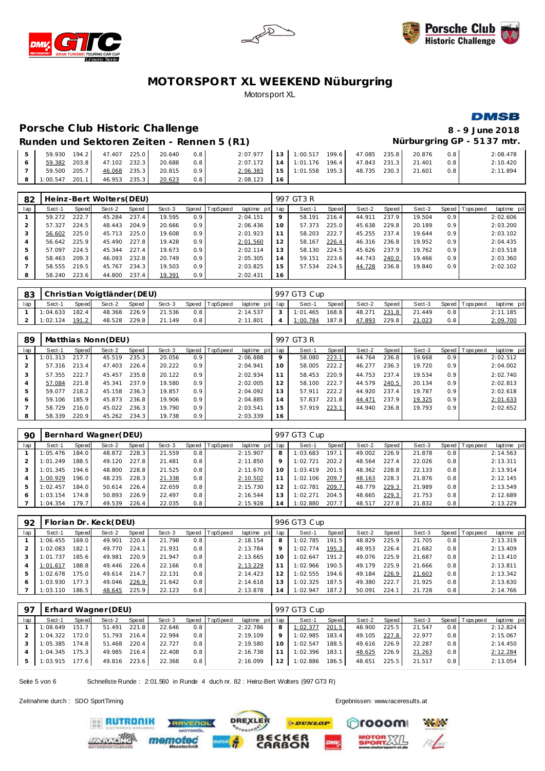# MOTORSPORT XL WEEKEND Nüburgring

Motorsport XL

## Porsche Club Historic Challenge

**8 - 9 June 2018**

### Runden und Sektoren Zeiten - Rennen 5 (R1)

**Nürburgring GP - 5137 mtr.**

| lap | Sect-1 | Speed | Sect-2 | Speed | Sect-3 | Speed | TopSpeed | laptime | pit | lap | Sect-1 | Speed | Sect-2 | Speed | Sect-3 | Speed | Topspeed | laptime | pit |
|---|---|---|---|---|---|---|---|---|---|---|---|---|---|---|---|---|---|---|---|
| 5 | 59.930 | 194.2 | 47.407 | 225.0 | 20.640 | 0.8 | | 2:07.977 | | 13 | 1:00.517 | 199.6 | 47.085 | 235.8 | 20.876 | 0.8 | | 2:08.478 | |
| 6 | 59.382 | 203.8 | 47.102 | 232.3 | 20.688 | 0.8 | | 2:07.172 | | 14 | 1:01.176 | 196.4 | 47.843 | 231.3 | 21.401 | 0.8 | | 2:10.420 | |
| 7 | 59.500 | 205.7 | 46.068 | 235.3 | 20.815 | 0.9 | | 2:06.383 | | 15 | 1:01.558 | 195.3 | 48.735 | 230.3 | 21.601 | 0.8 | | 2:11.894 | |
| 8 | 1:00.547 | 201.1 | 46.953 | 235.3 | 20.623 | 0.8 | | 2:08.123 | | 16 | | | | | | | | | |

### 82 Heinz-Bert Wolters(DEU) — 997 GT3 R

| lap | Sect-1 | Speed | Sect-2 | Speed | Sect-3 | Speed | TopSpeed | laptime | pit | lap | Sect-1 | Speed | Sect-2 | Speed | Sect-3 | Speed | Topspeed | laptime | pit |
|---|---|---|---|---|---|---|---|---|---|---|---|---|---|---|---|---|---|---|---|
| 1 | 59.272 | 222.7 | 45.284 | 237.4 | 19.595 | 0.9 | | 2:04.151 | | 9 | 58.191 | 216.4 | 44.911 | 237.9 | 19.504 | 0.9 | | 2:02.606 | |
| 2 | 57.327 | 224.5 | 48.443 | 204.9 | 20.666 | 0.9 | | 2:06.436 | | 10 | 57.373 | 225.0 | 45.638 | 229.8 | 20.189 | 0.9 | | 2:03.200 | |
| 3 | 56.602 | 225.0 | 45.713 | 225.0 | 19.608 | 0.9 | | 2:01.923 | | 11 | 58.203 | 222.7 | 45.255 | 237.4 | 19.644 | 0.9 | | 2:03.102 | |
| 4 | 56.642 | 225.9 | 45.490 | 227.8 | 19.428 | 0.9 | | 2:01.560 | | 12 | 58.167 | 226.4 | 46.316 | 236.8 | 19.952 | 0.9 | | 2:04.435 | |
| 5 | 57.097 | 224.5 | 45.344 | 227.4 | 19.673 | 0.9 | | 2:02.114 | | 13 | 58.130 | 224.5 | 45.626 | 237.9 | 19.762 | 0.9 | | 2:03.518 | |
| 6 | 58.463 | 209.3 | 46.093 | 232.8 | 20.749 | 0.9 | | 2:05.305 | | 14 | 59.151 | 223.6 | 44.743 | 240.0 | 19.466 | 0.9 | | 2:03.360 | |
| 7 | 58.555 | 219.5 | 45.767 | 234.3 | 19.503 | 0.9 | | 2:03.825 | | 15 | 57.534 | 224.5 | 44.728 | 236.8 | 19.840 | 0.9 | | 2:02.102 | |
| 8 | 58.240 | 223.6 | 44.800 | 237.4 | 19.391 | 0.9 | | 2:02.431 | | 16 | | | | | | | | | |

### 83 Christian Voigtländer(DEU) — 997 GT3 Cup

| lap | Sect-1 | Speed | Sect-2 | Speed | Sect-3 | Speed | TopSpeed | laptime | pit | lap | Sect-1 | Speed | Sect-2 | Speed | Sect-3 | Speed | Topspeed | laptime | pit |
|---|---|---|---|---|---|---|---|---|---|---|---|---|---|---|---|---|---|---|---|
| 1 | 1:04.633 | 182.4 | 48.368 | 226.9 | 21.536 | 0.8 | | 2:14.537 | | 3 | 1:01.465 | 168.8 | 48.271 | 231.8 | 21.449 | 0.8 | | 2:11.185 | |
| 2 | 1:02.124 | 191.2 | 48.528 | 229.8 | 21.149 | 0.8 | | 2:11.801 | | 4 | 1:00.784 | 187.8 | 47.893 | 229.8 | 21.023 | 0.8 | | 2:09.700 | |

### 89 Matthias Nonn(DEU) — 997 GT3 R

| lap | Sect-1 | Speed | Sect-2 | Speed | Sect-3 | Speed | TopSpeed | laptime | pit | lap | Sect-1 | Speed | Sect-2 | Speed | Sect-3 | Speed | Topspeed | laptime | pit |
|---|---|---|---|---|---|---|---|---|---|---|---|---|---|---|---|---|---|---|---|
| 1 | 1:01.313 | 217.7 | 45.519 | 235.3 | 20.056 | 0.9 | | 2:06.888 | | 9 | 58.080 | 223.1 | 44.764 | 236.8 | 19.668 | 0.9 | | 2:02.512 | |
| 2 | 57.316 | 213.4 | 47.403 | 226.4 | 20.222 | 0.9 | | 2:04.941 | | 10 | 58.005 | 222.2 | 46.277 | 236.3 | 19.720 | 0.9 | | 2:04.002 | |
| 3 | 57.355 | 222.7 | 45.457 | 235.8 | 20.122 | 0.9 | | 2:02.934 | | 11 | 58.453 | 220.9 | 44.753 | 237.4 | 19.534 | 0.9 | | 2:02.740 | |
| 4 | 57.084 | 221.8 | 45.341 | 237.9 | 19.580 | 0.9 | | 2:02.005 | | 12 | 58.100 | 222.7 | 44.579 | 240.5 | 20.134 | 0.9 | | 2:02.813 | |
| 5 | 59.077 | 218.2 | 45.158 | 236.3 | 19.857 | 0.9 | | 2:04.092 | | 13 | 57.911 | 222.2 | 44.920 | 237.4 | 19.787 | 0.9 | | 2:02.618 | |
| 6 | 59.106 | 185.9 | 45.873 | 236.8 | 19.906 | 0.9 | | 2:04.885 | | 14 | 57.837 | 221.8 | 44.471 | 237.9 | 19.325 | 0.9 | | 2:01.633 | |
| 7 | 58.729 | 216.0 | 45.022 | 236.3 | 19.790 | 0.9 | | 2:03.541 | | 15 | 57.919 | 223.1 | 44.940 | 236.8 | 19.793 | 0.9 | | 2:02.652 | |
| 8 | 58.339 | 220.9 | 45.262 | 234.3 | 19.738 | 0.9 | | 2:03.339 | | 16 | | | | | | | | | |

### 90 Bernhard Wagner(DEU) — 997 GT3 Cup

| lap | Sect-1 | Speed | Sect-2 | Speed | Sect-3 | Speed | TopSpeed | laptime | pit | lap | Sect-1 | Speed | Sect-2 | Speed | Sect-3 | Speed | Topspeed | laptime | pit |
|---|---|---|---|---|---|---|---|---|---|---|---|---|---|---|---|---|---|---|---|
| 1 | 1:05.476 | 184.0 | 48.872 | 228.3 | 21.559 | 0.8 | | 2:15.907 | | 8 | 1:03.683 | 197.1 | 49.002 | 226.9 | 21.878 | 0.8 | | 2:14.563 | |
| 2 | 1:01.249 | 188.5 | 49.120 | 227.8 | 21.481 | 0.8 | | 2:11.850 | | 9 | 1:02.721 | 202.2 | 48.564 | 227.4 | 22.026 | 0.8 | | 2:13.311 | |
| 3 | 1:01.345 | 194.6 | 48.800 | 228.8 | 21.525 | 0.8 | | 2:11.670 | | 10 | 1:03.419 | 201.5 | 48.362 | 228.8 | 22.133 | 0.8 | | 2:13.914 | |
| 4 | 1:00.929 | 196.0 | 48.235 | 228.3 | 21.338 | 0.8 | | 2:10.502 | | 11 | 1:02.106 | 209.7 | 48.163 | 228.3 | 21.876 | 0.8 | | 2:12.145 | |
| 5 | 1:02.457 | 184.0 | 50.614 | 226.4 | 22.659 | 0.8 | | 2:15.730 | | 12 | 1:02.781 | 209.7 | 48.779 | 229.3 | 21.989 | 0.8 | | 2:13.549 | |
| 6 | 1:03.154 | 174.8 | 50.893 | 226.9 | 22.497 | 0.8 | | 2:16.544 | | 13 | 1:02.271 | 204.5 | 48.665 | 229.3 | 21.753 | 0.8 | | 2:12.689 | |
| 7 | 1:04.354 | 179.7 | 49.539 | 226.4 | 22.035 | 0.8 | | 2:15.928 | | 14 | 1:02.880 | 207.7 | 48.517 | 227.8 | 21.832 | 0.8 | | 2:13.229 | |

### 92 Florian Dr. Keck(DEU) — 996 GT3 Cup

| lap | Sect-1 | Speed | Sect-2 | Speed | Sect-3 | Speed | TopSpeed | laptime | pit | lap | Sect-1 | Speed | Sect-2 | Speed | Sect-3 | Speed | Topspeed | laptime | pit |
|---|---|---|---|---|---|---|---|---|---|---|---|---|---|---|---|---|---|---|---|
| 1 | 1:06.455 | 169.0 | 49.901 | 220.4 | 21.798 | 0.8 | | 2:18.154 | | 8 | 1:02.785 | 191.5 | 48.829 | 225.9 | 21.705 | 0.8 | | 2:13.319 | |
| 2 | 1:02.083 | 182.1 | 49.770 | 224.1 | 21.931 | 0.8 | | 2:13.784 | | 9 | 1:02.774 | 195.3 | 48.953 | 226.4 | 21.682 | 0.8 | | 2:13.409 | |
| 3 | 1:01.737 | 185.6 | 49.981 | 220.9 | 21.947 | 0.8 | | 2:13.665 | | 10 | 1:02.647 | 191.2 | 49.076 | 225.9 | 21.687 | 0.8 | | 2:13.410 | |
| 4 | 1:01.617 | 188.8 | 49.446 | 226.4 | 22.166 | 0.8 | | 2:13.229 | | 11 | 1:02.966 | 190.5 | 49.179 | 225.9 | 21.666 | 0.8 | | 2:13.811 | |
| 5 | 1:02.678 | 175.0 | 49.614 | 214.7 | 22.131 | 0.8 | | 2:14.423 | | 12 | 1:02.555 | 194.6 | 49.184 | 226.9 | 21.603 | 0.8 | | 2:13.342 | |
| 6 | 1:03.930 | 177.3 | 49.046 | 226.9 | 21.642 | 0.8 | | 2:14.618 | | 13 | 1:02.325 | 187.5 | 49.380 | 222.7 | 21.925 | 0.8 | | 2:13.630 | |
| 7 | 1:03.110 | 186.5 | 48.645 | 225.9 | 22.123 | 0.8 | | 2:13.878 | | 14 | 1:02.947 | 187.2 | 50.091 | 224.1 | 21.728 | 0.8 | | 2:14.766 | |

### 97 Erhard Wagner(DEU) — 997 GT3 Cup

| lap | Sect-1 | Speed | Sect-2 | Speed | Sect-3 | Speed | TopSpeed | laptime | pit | lap | Sect-1 | Speed | Sect-2 | Speed | Sect-3 | Speed | Topspeed | laptime | pit |
|---|---|---|---|---|---|---|---|---|---|---|---|---|---|---|---|---|---|---|---|
| 1 | 1:08.649 | 151.7 | 51.491 | 221.8 | 22.646 | 0.8 | | 2:22.786 | | 8 | 1:02.377 | 201.5 | 48.900 | 225.5 | 21.547 | 0.8 | | 2:12.824 | |
| 2 | 1:04.322 | 172.0 | 51.793 | 216.4 | 22.994 | 0.8 | | 2:19.109 | | 9 | 1:02.985 | 183.4 | 49.105 | 227.8 | 22.977 | 0.8 | | 2:15.067 | |
| 3 | 1:05.385 | 174.8 | 51.468 | 220.4 | 22.727 | 0.8 | | 2:19.580 | | 10 | 1:02.547 | 188.5 | 49.616 | 226.9 | 22.287 | 0.8 | | 2:14.450 | |
| 4 | 1:04.345 | 175.3 | 49.985 | 216.4 | 22.408 | 0.8 | | 2:16.738 | | 11 | 1:02.396 | 183.1 | 48.625 | 226.9 | 21.263 | 0.8 | | 2:12.284 | |
| 5 | 1:03.915 | 177.6 | 49.816 | 223.6 | 22.368 | 0.8 | | 2:16.099 | | 12 | 1:02.886 | 186.5 | 48.651 | 225.5 | 21.517 | 0.8 | | 2:13.054 | |

Schnellste Runde : 2:01.560 in Runde 4 duch nr. 82 : Heinz-Bert Wolters (997 GT3 R)

Zeitnahme durch : SDO SportTiming

Ergebnissen: www.raceresults.at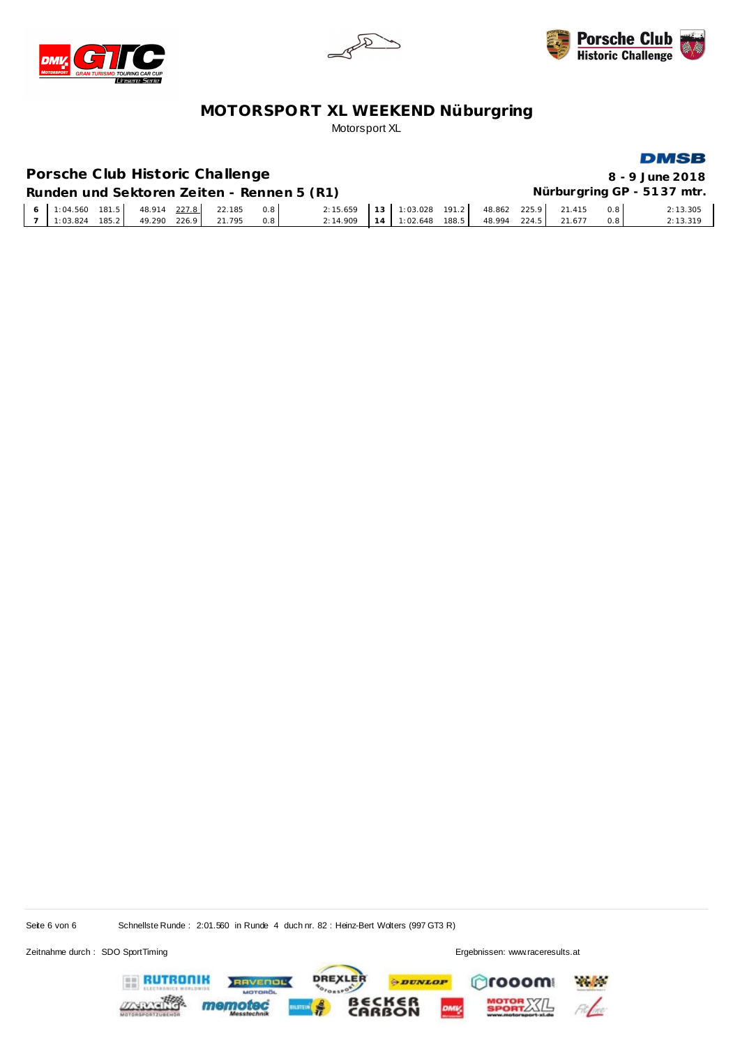# MOTORSPORT XL WEEKEND Nüburgring

Motorsport XL

## Porsche Club Historic Challenge

**8 - 9 June 2018**

### Runden und Sektoren Zeiten - Rennen 5 (R1)

**Nürburgring GP - 5137 mtr.**

| | | | | | | | | | | | | | | | |
|---|---|---|---|---|---|---|---|---|---|---|---|---|---|---|---|
| **6** | 1:04.560 | 181.5 | 48.914 | 227.8 | 22.185 | 0.8 | 2:15.659 | **13** | 1:03.028 | 191.2 | 48.862 | 225.9 | 21.415 | 0.8 | 2:13.305 |
| **7** | 1:03.824 | 185.2 | 49.290 | 226.9 | 21.795 | 0.8 | 2:14.909 | **14** | 1:02.648 | 188.5 | 48.994 | 224.5 | 21.677 | 0.8 | 2:13.319 |

Schnellste Runde : 2:01.560 in Runde 4 duch nr. 82 : Heinz-Bert Wolters (997 GT3 R)

Zeitnahme durch : SDO SportTiming

Ergebnissen: www.raceresults.at